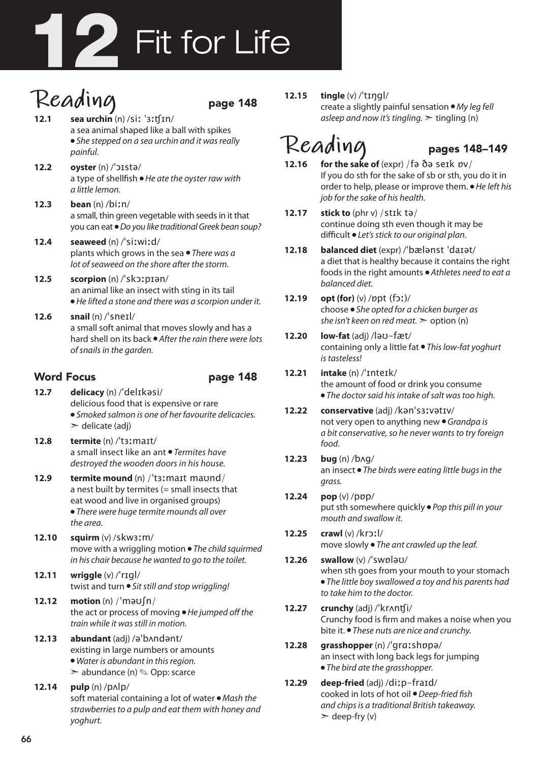# 12 Fit for Life

## Reading page 148

**12.1** **sea urchin** (n) /siː ˈɜːʧɪn/
a sea animal shaped like a ball with spikes • *She stepped on a sea urchin and it was really painful.*

**12.2** **oyster** (n) /ˈɔɪstə/
a type of shellfish • *He ate the oyster raw with a little lemon.*

**12.3** **bean** (n) /biːn/
a small, thin green vegetable with seeds in it that you can eat • *Do you like traditional Greek bean soup?*

**12.4** **seaweed** (n) /ˈsiːwiːd/
plants which grows in the sea • *There was a lot of seaweed on the shore after the storm.*

**12.5** **scorpion** (n) /ˈskɔːpɪən/
an animal like an insect with sting in its tail • *He lifted a stone and there was a scorpion under it.*

**12.6** **snail** (n) /ˈsneɪl/
a small soft animal that moves slowly and has a hard shell on its back • *After the rain there were lots of snails in the garden.*

## Word Focus page 148

**12.7** **delicacy** (n) /ˈdelɪkəsi/
delicious food that is expensive or rare • *Smoked salmon is one of her favourite delicacies.* ➣ delicate (adj)

**12.8** **termite** (n) /ˈtɜːmaɪt/
a small insect like an ant • *Termites have destroyed the wooden doors in his house.*

**12.9** **termite mound** (n) /ˈtɜːmaɪt maʊnd/
a nest built by termites (= small insects that eat wood and live in organised groups) • *There were huge termite mounds all over the area.*

**12.10** **squirm** (v) /skwɜːm/
move with a wriggling motion • *The child squirmed in his chair because he wanted to go to the toilet.*

**12.11** **wriggle** (v) /ˈrɪgl/
twist and turn • *Sit still and stop wriggling!*

**12.12** **motion** (n) /ˈməʊʃn/
the act or process of moving • *He jumped off the train while it was still in motion.*

**12.13** **abundant** (adj) /əˈbʌndənt/
existing in large numbers or amounts • *Water is abundant in this region.* ➣ abundance (n) ✎ Opp: scarce

**12.14** **pulp** (n) /pʌlp/
soft material containing a lot of water • *Mash the strawberries to a pulp and eat them with honey and yoghurt.*

**12.15** **tingle** (v) /ˈtɪŋgl/
create a slightly painful sensation • *My leg fell asleep and now it's tingling.* ➣ tingling (n)

## Reading pages 148–149

**12.16** **for the sake of** (expr) /fə ðə seɪk ɒv/
If you do sth for the sake of sb or sth, you do it in order to help, please or improve them. • *He left his job for the sake of his health.*

**12.17** **stick to** (phr v) /stɪk tə/
continue doing sth even though it may be difficult • *Let's stick to our original plan.*

**12.18** **balanced diet** (expr) /ˈbælənst ˈdaɪət/
a diet that is healthy because it contains the right foods in the right amounts • *Athletes need to eat a balanced diet.*

**12.19** **opt (for)** (v) /ɒpt (fɔː)/
choose • *She opted for a chicken burger as she isn't keen on red meat.* ➣ option (n)

**12.20** **low-fat** (adj) /ləʊ-fæt/
containing only a little fat • *This low-fat yoghurt is tasteless!*

**12.21** **intake** (n) /ˈɪnteɪk/
the amount of food or drink you consume • *The doctor said his intake of salt was too high.*

**12.22** **conservative** (adj) /kənˈsɜːvətɪv/
not very open to anything new • *Grandpa is a bit conservative, so he never wants to try foreign food.*

**12.23** **bug** (n) /bʌg/
an insect • *The birds were eating little bugs in the grass.*

**12.24** **pop** (v) /pɒp/
put sth somewhere quickly • *Pop this pill in your mouth and swallow it.*

**12.25** **crawl** (v) /krɔːl/
move slowly • *The ant crawled up the leaf.*

**12.26** **swallow** (v) /ˈswɒləʊ/
when sth goes from your mouth to your stomach • *The little boy swallowed a toy and his parents had to take him to the doctor.*

**12.27** **crunchy** (adj) /ˈkrʌnʧi/
Crunchy food is firm and makes a noise when you bite it. • *These nuts are nice and crunchy.*

**12.28** **grasshopper** (n) /ˈgrɑːshɒpə/
an insect with long back legs for jumping • *The bird ate the grasshopper.*

**12.29** **deep-fried** (adj) /diːp-fraɪd/
cooked in lots of hot oil • *Deep-fried fish and chips is a traditional British takeaway.* ➣ deep-fry (v)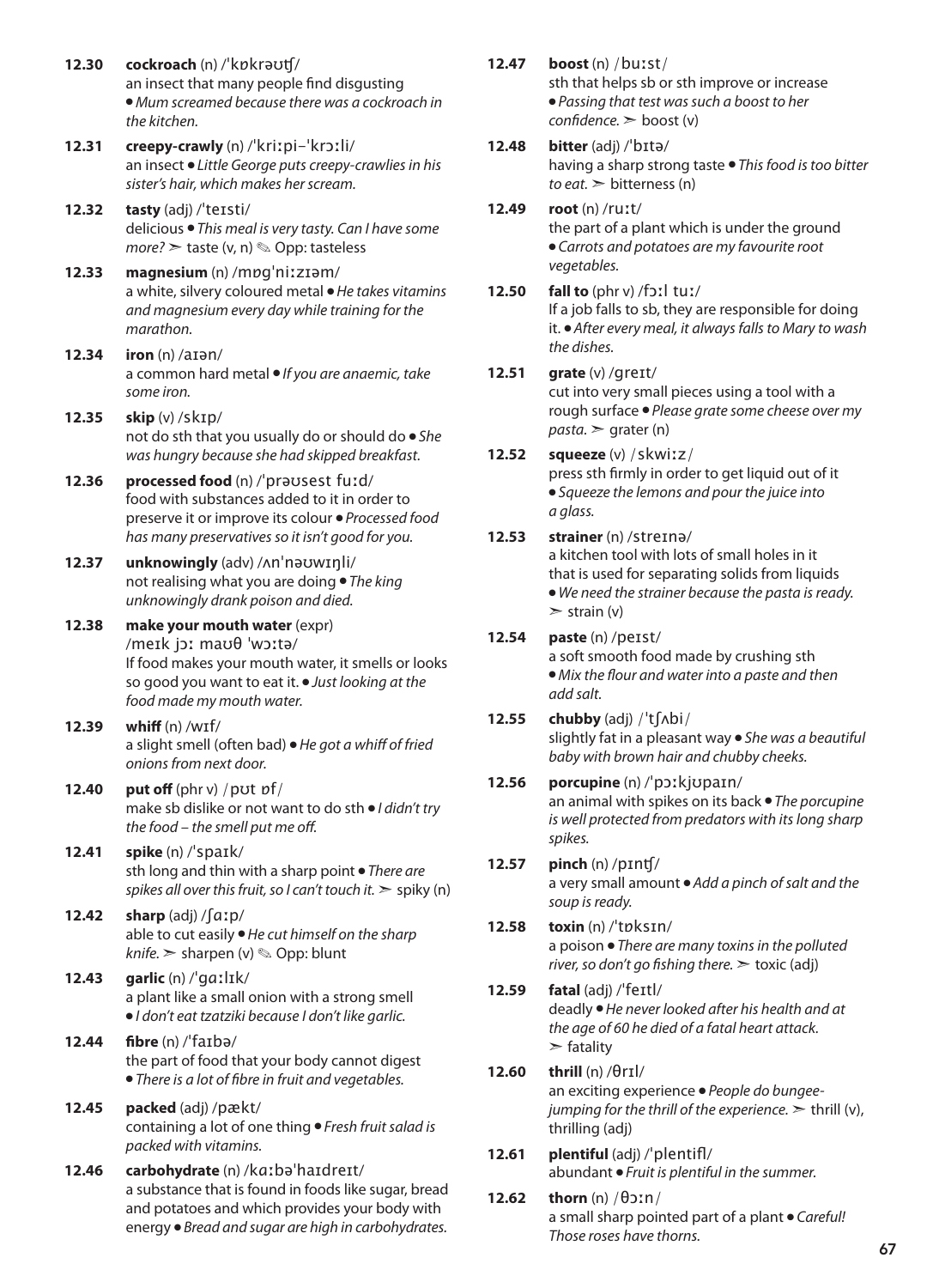**12.30** **cockroach** (n) /ˈkɒkrəʊtʃ/
an insect that many people find disgusting ● *Mum screamed because there was a cockroach in the kitchen.*

**12.31** **creepy-crawly** (n) /ˈkriːpi–ˈkrɔːli/
an insect ● *Little George puts creepy-crawlies in his sister's hair, which makes her scream.*

**12.32** **tasty** (adj) /ˈteɪsti/
delicious ● *This meal is very tasty. Can I have some more?* ➢ taste (v, n) ✎ Opp: tasteless

**12.33** **magnesium** (n) /mɒgˈniːzɪəm/
a white, silvery coloured metal ● *He takes vitamins and magnesium every day while training for the marathon.*

**12.34** **iron** (n) /aɪən/
a common hard metal ● *If you are anaemic, take some iron.*

**12.35** **skip** (v) /skɪp/
not do sth that you usually do or should do ● *She was hungry because she had skipped breakfast.*

**12.36** **processed food** (n) /ˈprəʊsest fuːd/
food with substances added to it in order to preserve it or improve its colour ● *Processed food has many preservatives so it isn't good for you.*

**12.37** **unknowingly** (adv) /ʌnˈnəʊwɪŋli/
not realising what you are doing ● *The king unknowingly drank poison and died.*

**12.38** **make your mouth water** (expr) /meɪk jɔː maʊθ ˈwɔːtə/
If food makes your mouth water, it smells or looks so good you want to eat it. ● *Just looking at the food made my mouth water.*

**12.39** **whiff** (n) /wɪf/
a slight smell (often bad) ● *He got a whiff of fried onions from next door.*

**12.40** **put off** (phr v) /pʊt ɒf/
make sb dislike or not want to do sth ● *I didn't try the food – the smell put me off.*

**12.41** **spike** (n) /ˈspaɪk/
sth long and thin with a sharp point ● *There are spikes all over this fruit, so I can't touch it.* ➢ spiky (n)

**12.42** **sharp** (adj) /ʃɑːp/
able to cut easily ● *He cut himself on the sharp knife.* ➢ sharpen (v) ✎ Opp: blunt

**12.43** **garlic** (n) /ˈgɑːlɪk/
a plant like a small onion with a strong smell ● *I don't eat tzatziki because I don't like garlic.*

**12.44** **fibre** (n) /ˈfaɪbə/
the part of food that your body cannot digest ● *There is a lot of fibre in fruit and vegetables.*

**12.45** **packed** (adj) /pækt/
containing a lot of one thing ● *Fresh fruit salad is packed with vitamins.*

**12.46** **carbohydrate** (n) /kɑːbəˈhaɪdreɪt/
a substance that is found in foods like sugar, bread and potatoes and which provides your body with energy ● *Bread and sugar are high in carbohydrates.*

**12.47** **boost** (n) /buːst/
sth that helps sb or sth improve or increase ● *Passing that test was such a boost to her confidence.* ➢ boost (v)

**12.48** **bitter** (adj) /ˈbɪtə/
having a sharp strong taste ● *This food is too bitter to eat.* ➢ bitterness (n)

**12.49** **root** (n) /ruːt/
the part of a plant which is under the ground ● *Carrots and potatoes are my favourite root vegetables.*

**12.50** **fall to** (phr v) /fɔːl tuː/
If a job falls to sb, they are responsible for doing it. ● *After every meal, it always falls to Mary to wash the dishes.*

**12.51** **grate** (v) /greɪt/
cut into very small pieces using a tool with a rough surface ● *Please grate some cheese over my pasta.* ➢ grater (n)

**12.52** **squeeze** (v) /skwiːz/
press sth firmly in order to get liquid out of it ● *Squeeze the lemons and pour the juice into a glass.*

**12.53** **strainer** (n) /streɪnə/
a kitchen tool with lots of small holes in it that is used for separating solids from liquids ● *We need the strainer because the pasta is ready.* ➢ strain (v)

**12.54** **paste** (n) /peɪst/
a soft smooth food made by crushing sth ● *Mix the flour and water into a paste and then add salt.*

**12.55** **chubby** (adj) /ˈtʃʌbi/
slightly fat in a pleasant way ● *She was a beautiful baby with brown hair and chubby cheeks.*

**12.56** **porcupine** (n) /ˈpɔːkjʊpaɪn/
an animal with spikes on its back ● *The porcupine is well protected from predators with its long sharp spikes.*

**12.57** **pinch** (n) /pɪntʃ/
a very small amount ● *Add a pinch of salt and the soup is ready.*

**12.58** **toxin** (n) /ˈtɒksɪn/
a poison ● *There are many toxins in the polluted river, so don't go fishing there.* ➢ toxic (adj)

**12.59** **fatal** (adj) /ˈfeɪtl/
deadly ● *He never looked after his health and at the age of 60 he died of a fatal heart attack.* ➢ fatality

**12.60** **thrill** (n) /θrɪl/
an exciting experience ● *People do bungee-jumping for the thrill of the experience.* ➢ thrill (v), thrilling (adj)

**12.61** **plentiful** (adj) /ˈplentifl/
abundant ● *Fruit is plentiful in the summer.*

**12.62** **thorn** (n) /θɔːn/
a small sharp pointed part of a plant ● *Careful! Those roses have thorns.*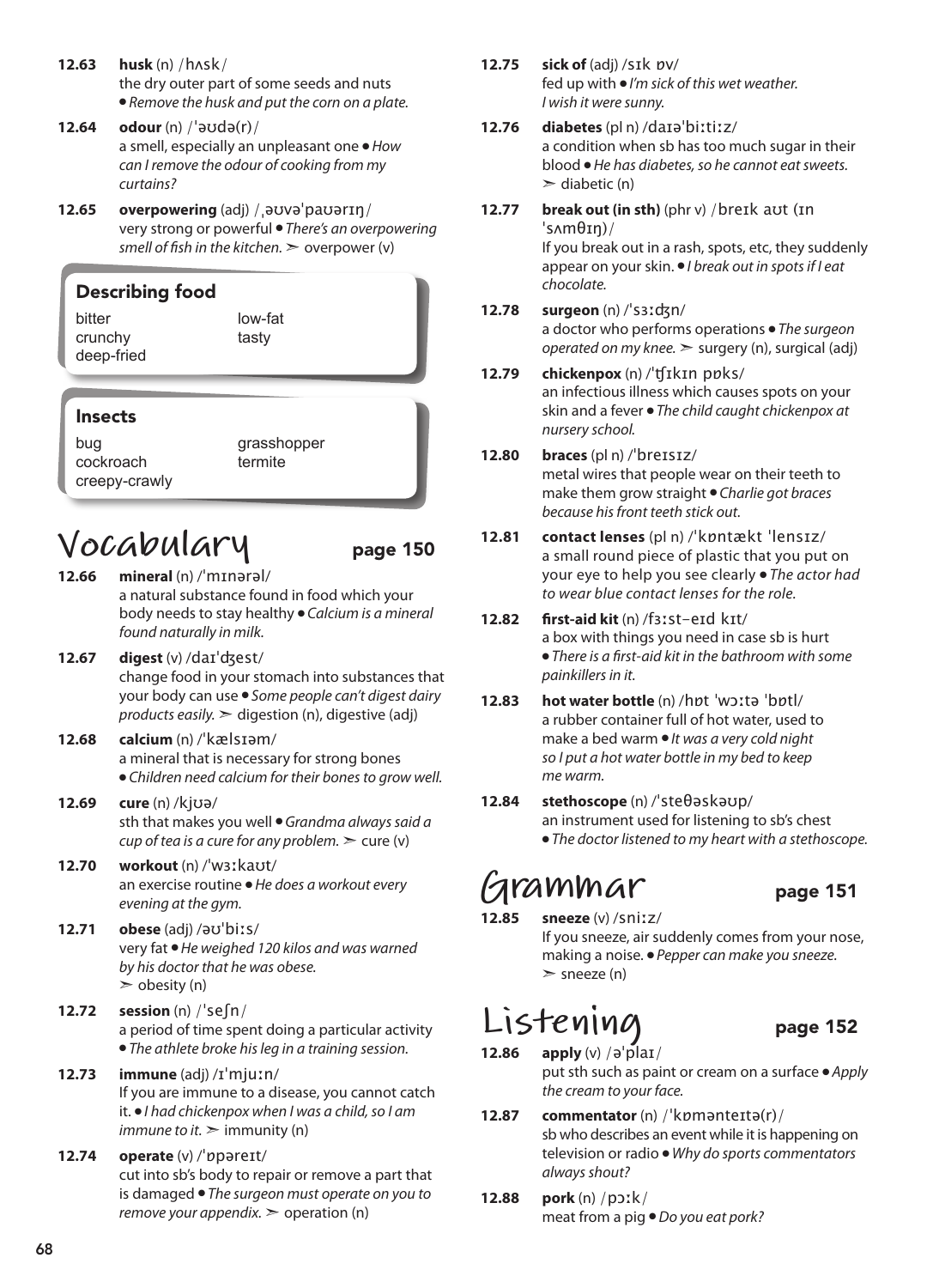**12.63** **husk** (n) /hʌsk/
the dry outer part of some seeds and nuts
• *Remove the husk and put the corn on a plate.*

**12.64** **odour** (n) /ˈəʊdə(r)/
a smell, especially an unpleasant one • *How can I remove the odour of cooking from my curtains?*

**12.65** **overpowering** (adj) /ˌəʊvəˈpaʊərɪŋ/
very strong or powerful • *There's an overpowering smell of fish in the kitchen.* ➢ overpower (v)

### Describing food

| | |
|---|---|
| bitter | low-fat |
| crunchy | tasty |
| deep-fried | |

### Insects

| | |
|---|---|
| bug | grasshopper |
| cockroach | termite |
| creepy-crawly | |

## Vocabulary page 150

**12.66** **mineral** (n) /ˈmɪnərəl/
a natural substance found in food which your body needs to stay healthy • *Calcium is a mineral found naturally in milk.*

**12.67** **digest** (v) /daɪˈʤest/
change food in your stomach into substances that your body can use • *Some people can't digest dairy products easily.* ➢ digestion (n), digestive (adj)

**12.68** **calcium** (n) /ˈkælsɪəm/
a mineral that is necessary for strong bones
• *Children need calcium for their bones to grow well.*

**12.69** **cure** (n) /kjʊə/
sth that makes you well • *Grandma always said a cup of tea is a cure for any problem.* ➢ cure (v)

**12.70** **workout** (n) /ˈwɜːkaʊt/
an exercise routine • *He does a workout every evening at the gym.*

**12.71** **obese** (adj) /əʊˈbiːs/
very fat • *He weighed 120 kilos and was warned by his doctor that he was obese.*
➢ obesity (n)

**12.72** **session** (n) /ˈseʃn/
a period of time spent doing a particular activity
• *The athlete broke his leg in a training session.*

**12.73** **immune** (adj) /ɪˈmjuːn/
If you are immune to a disease, you cannot catch it. • *I had chickenpox when I was a child, so I am immune to it.* ➢ immunity (n)

**12.74** **operate** (v) /ˈɒpəreɪt/
cut into sb's body to repair or remove a part that is damaged • *The surgeon must operate on you to remove your appendix.* ➢ operation (n)

**12.75** **sick of** (adj) /sɪk ɒv/
fed up with • *I'm sick of this wet weather. I wish it were sunny.*

**12.76** **diabetes** (pl n) /daɪəˈbiːtiːz/
a condition when sb has too much sugar in their blood • *He has diabetes, so he cannot eat sweets.*
➢ diabetic (n)

**12.77** **break out (in sth)** (phr v) /breɪk aʊt (ɪn ˈsʌmθɪŋ)/
If you break out in a rash, spots, etc, they suddenly appear on your skin. • *I break out in spots if I eat chocolate.*

**12.78** **surgeon** (n) /ˈsɜːʤn/
a doctor who performs operations • *The surgeon operated on my knee.* ➢ surgery (n), surgical (adj)

**12.79** **chickenpox** (n) /ˈʧɪkɪn pɒks/
an infectious illness which causes spots on your skin and a fever • *The child caught chickenpox at nursery school.*

**12.80** **braces** (pl n) /ˈbreɪsɪz/
metal wires that people wear on their teeth to make them grow straight • *Charlie got braces because his front teeth stick out.*

**12.81** **contact lenses** (pl n) /ˈkɒntækt ˈlensɪz/
a small round piece of plastic that you put on your eye to help you see clearly • *The actor had to wear blue contact lenses for the role.*

**12.82** **first-aid kit** (n) /fɜːst-eɪd kɪt/
a box with things you need in case sb is hurt
• *There is a first-aid kit in the bathroom with some painkillers in it.*

**12.83** **hot water bottle** (n) /hɒt ˈwɔːtə ˈbɒtl/
a rubber container full of hot water, used to make a bed warm • *It was a very cold night so I put a hot water bottle in my bed to keep me warm.*

**12.84** **stethoscope** (n) /ˈsteθəskəʊp/
an instrument used for listening to sb's chest
• *The doctor listened to my heart with a stethoscope.*

## Grammar page 151

**12.85** **sneeze** (v) /sniːz/
If you sneeze, air suddenly comes from your nose, making a noise. • *Pepper can make you sneeze.*
➢ sneeze (n)

## Listening page 152

**12.86** **apply** (v) /əˈplaɪ/
put sth such as paint or cream on a surface • *Apply the cream to your face.*

**12.87** **commentator** (n) /ˈkɒmənteɪtə(r)/
sb who describes an event while it is happening on television or radio • *Why do sports commentators always shout?*

**12.88** **pork** (n) /pɔːk/
meat from a pig • *Do you eat pork?*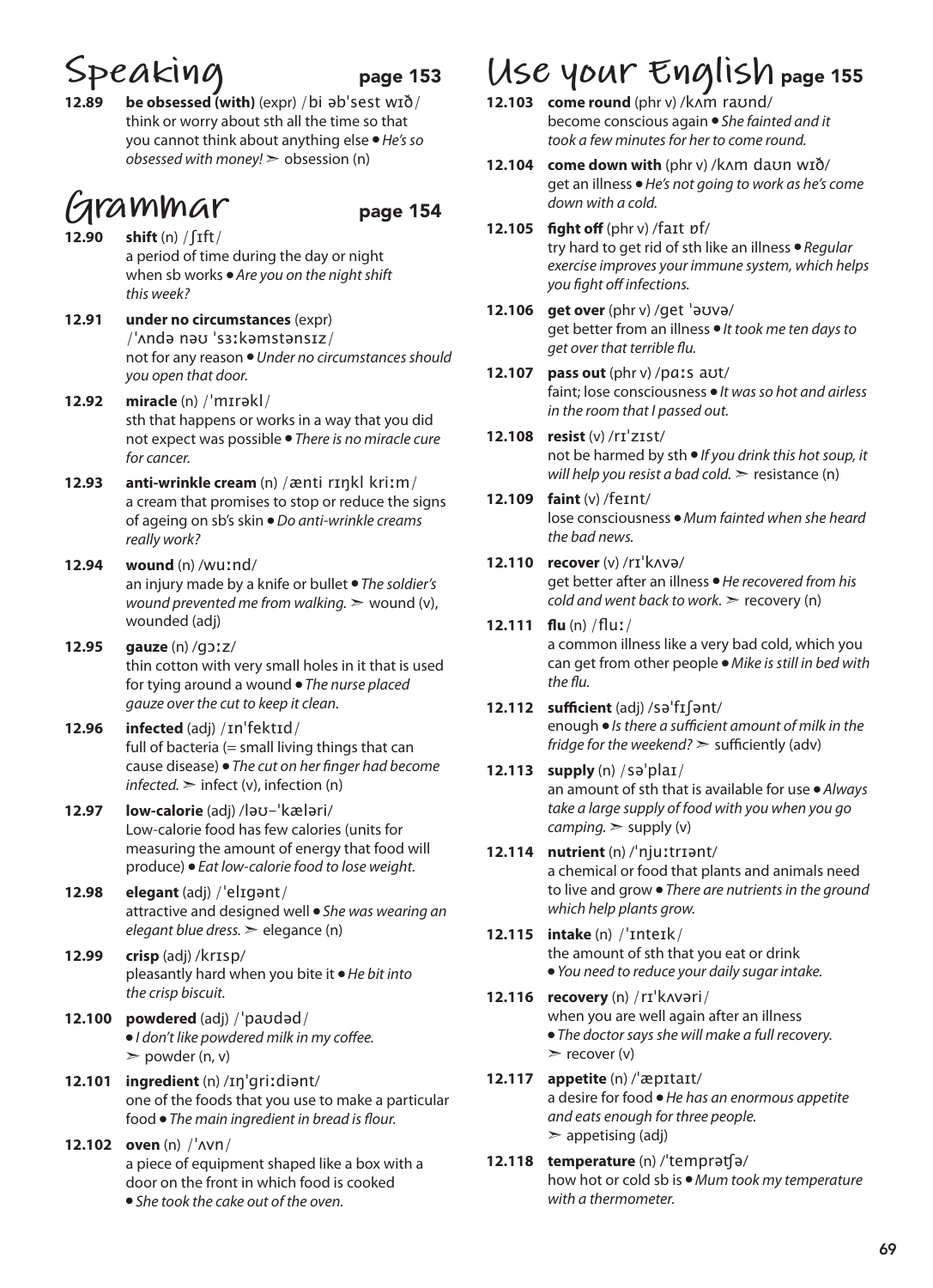## Speaking page 153

**12.89 be obsessed (with)** (expr) /bi əbˈsest wɪð/
think or worry about sth all the time so that you cannot think about anything else • *He's so obsessed with money!* ➢ obsession (n)

## Grammar page 154

**12.90 shift** (n) /ʃɪft/
a period of time during the day or night when sb works • *Are you on the night shift this week?*

**12.91 under no circumstances** (expr) /ˈʌndə nəʊ ˈsɜːkəmstənsɪz/
not for any reason • *Under no circumstances should you open that door.*

**12.92 miracle** (n) /ˈmɪrəkl/
sth that happens or works in a way that you did not expect was possible • *There is no miracle cure for cancer.*

**12.93 anti-wrinkle cream** (n) /ænti rɪŋkl kriːm/
a cream that promises to stop or reduce the signs of ageing on sb's skin • *Do anti-wrinkle creams really work?*

**12.94 wound** (n) /wuːnd/
an injury made by a knife or bullet • *The soldier's wound prevented me from walking.* ➢ wound (v), wounded (adj)

**12.95 gauze** (n) /gɔːz/
thin cotton with very small holes in it that is used for tying around a wound • *The nurse placed gauze over the cut to keep it clean.*

**12.96 infected** (adj) /ɪnˈfektɪd/
full of bacteria (= small living things that can cause disease) • *The cut on her finger had become infected.* ➢ infect (v), infection (n)

**12.97 low-calorie** (adj) /ləʊ-ˈkæləri/
Low-calorie food has few calories (units for measuring the amount of energy that food will produce) • *Eat low-calorie food to lose weight.*

**12.98 elegant** (adj) /ˈelɪgənt/
attractive and designed well • *She was wearing an elegant blue dress.* ➢ elegance (n)

**12.99 crisp** (adj) /krɪsp/
pleasantly hard when you bite it • *He bit into the crisp biscuit.*

**12.100 powdered** (adj) /ˈpaʊdəd/
• *I don't like powdered milk in my coffee.* ➢ powder (n, v)

**12.101 ingredient** (n) /ɪŋˈgriːdiənt/
one of the foods that you use to make a particular food • *The main ingredient in bread is flour.*

**12.102 oven** (n) /ˈʌvn/
a piece of equipment shaped like a box with a door on the front in which food is cooked • *She took the cake out of the oven.*

## Use your English page 155

**12.103 come round** (phr v) /kʌm raʊnd/
become conscious again • *She fainted and it took a few minutes for her to come round.*

**12.104 come down with** (phr v) /kʌm daʊn wɪð/
get an illness • *He's not going to work as he's come down with a cold.*

**12.105 fight off** (phr v) /faɪt ɒf/
try hard to get rid of sth like an illness • *Regular exercise improves your immune system, which helps you fight off infections.*

**12.106 get over** (phr v) /get ˈəʊvə/
get better from an illness • *It took me ten days to get over that terrible flu.*

**12.107 pass out** (phr v) /pɑːs aʊt/
faint; lose consciousness • *It was so hot and airless in the room that I passed out.*

**12.108 resist** (v) /rɪˈzɪst/
not be harmed by sth • *If you drink this hot soup, it will help you resist a bad cold.* ➢ resistance (n)

**12.109 faint** (v) /feɪnt/
lose consciousness • *Mum fainted when she heard the bad news.*

**12.110 recover** (v) /rɪˈkʌvə/
get better after an illness • *He recovered from his cold and went back to work.* ➢ recovery (n)

**12.111 flu** (n) /fluː/
a common illness like a very bad cold, which you can get from other people • *Mike is still in bed with the flu.*

**12.112 sufficient** (adj) /səˈfɪʃənt/
enough • *Is there a sufficient amount of milk in the fridge for the weekend?* ➢ sufficiently (adv)

**12.113 supply** (n) /səˈplaɪ/
an amount of sth that is available for use • *Always take a large supply of food with you when you go camping.* ➢ supply (v)

**12.114 nutrient** (n) /ˈnjuːtrɪənt/
a chemical or food that plants and animals need to live and grow • *There are nutrients in the ground which help plants grow.*

**12.115 intake** (n) /ˈɪnteɪk/
the amount of sth that you eat or drink • *You need to reduce your daily sugar intake.*

**12.116 recovery** (n) /rɪˈkʌvəri/
when you are well again after an illness • *The doctor says she will make a full recovery.* ➢ recover (v)

**12.117 appetite** (n) /ˈæpɪtaɪt/
a desire for food • *He has an enormous appetite and eats enough for three people.* ➢ appetising (adj)

**12.118 temperature** (n) /ˈtemprətʃə/
how hot or cold sb is • *Mum took my temperature with a thermometer.*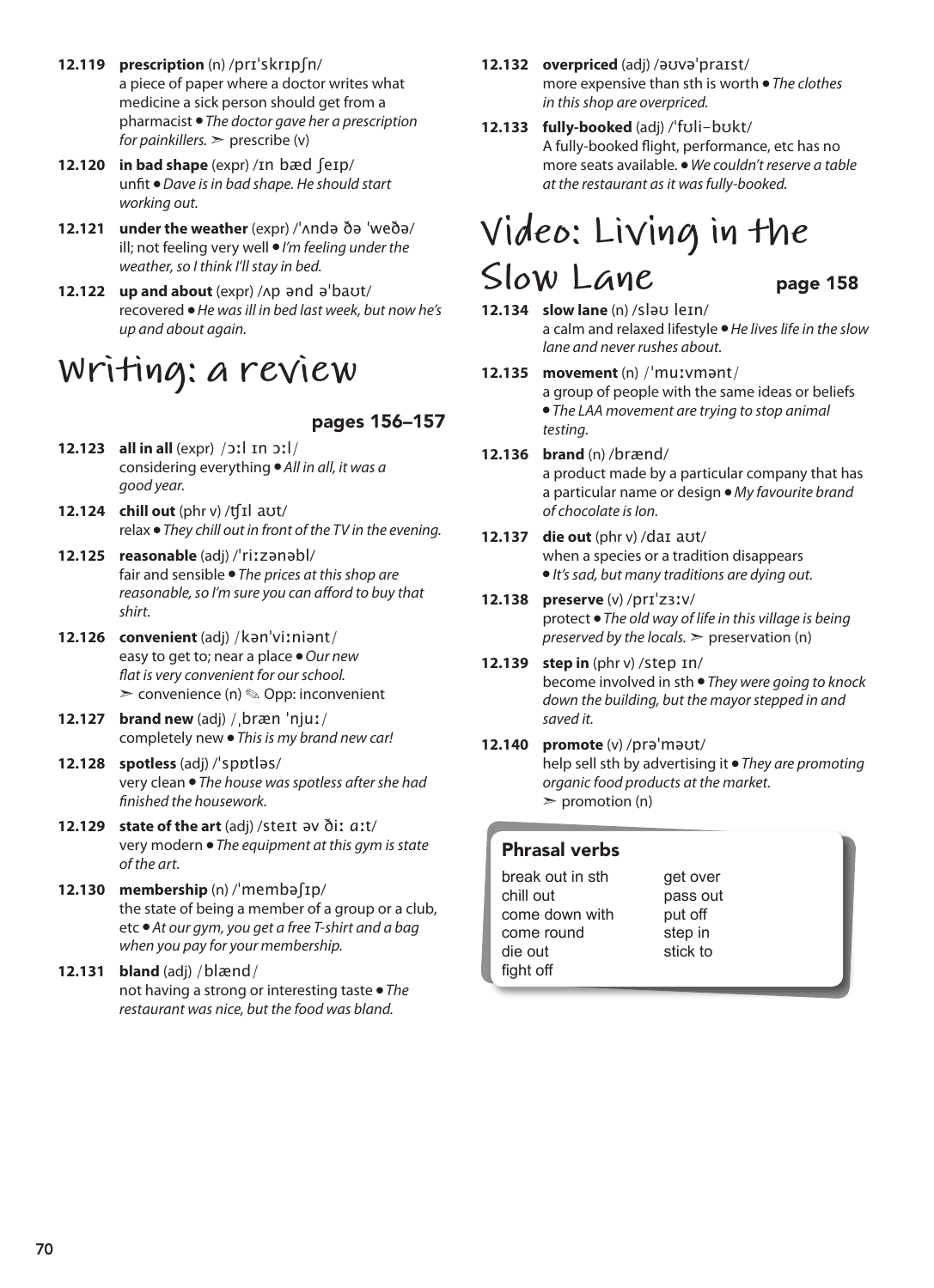**12.119** **prescription** (n) /prɪˈskrɪpʃn/
a piece of paper where a doctor writes what medicine a sick person should get from a pharmacist • *The doctor gave her a prescription for painkillers.* ➢ prescribe (v)

**12.120** **in bad shape** (expr) /ɪn bæd ʃeɪp/
unfit • *Dave is in bad shape. He should start working out.*

**12.121** **under the weather** (expr) /ˈʌndə ðə ˈweðə/
ill; not feeling very well • *I'm feeling under the weather, so I think I'll stay in bed.*

**12.122** **up and about** (expr) /ʌp ənd əˈbaʊt/
recovered • *He was ill in bed last week, but now he's up and about again.*

# Writing: a review

**pages 156–157**

**12.123** **all in all** (expr) /ɔːl ɪn ɔːl/
considering everything • *All in all, it was a good year.*

**12.124** **chill out** (phr v) /ʧɪl aʊt/
relax • *They chill out in front of the TV in the evening.*

**12.125** **reasonable** (adj) /ˈriːzənəbl/
fair and sensible • *The prices at this shop are reasonable, so I'm sure you can afford to buy that shirt.*

**12.126** **convenient** (adj) /kənˈviːniənt/
easy to get to; near a place • *Our new flat is very convenient for our school.*
➢ convenience (n) ✎ Opp: inconvenient

**12.127** **brand new** (adj) /ˌbræn ˈnjuː/
completely new • *This is my brand new car!*

**12.128** **spotless** (adj) /ˈspɒtləs/
very clean • *The house was spotless after she had finished the housework.*

**12.129** **state of the art** (adj) /steɪt əv ðiː ɑːt/
very modern • *The equipment at this gym is state of the art.*

**12.130** **membership** (n) /ˈmembəʃɪp/
the state of being a member of a group or a club, etc • *At our gym, you get a free T-shirt and a bag when you pay for your membership.*

**12.131** **bland** (adj) /blænd/
not having a strong or interesting taste • *The restaurant was nice, but the food was bland.*

**12.132** **overpriced** (adj) /əʊvəˈpraɪst/
more expensive than sth is worth • *The clothes in this shop are overpriced.*

**12.133** **fully-booked** (adj) /ˈfʊli–bʊkt/
A fully-booked flight, performance, etc has no more seats available. • *We couldn't reserve a table at the restaurant as it was fully-booked.*

# Video: Living in the Slow Lane

**page 158**

**12.134** **slow lane** (n) /sləʊ leɪn/
a calm and relaxed lifestyle • *He lives life in the slow lane and never rushes about.*

**12.135** **movement** (n) /ˈmuːvmənt/
a group of people with the same ideas or beliefs • *The LAA movement are trying to stop animal testing.*

**12.136** **brand** (n) /brænd/
a product made by a particular company that has a particular name or design • *My favourite brand of chocolate is Ion.*

**12.137** **die out** (phr v) /daɪ aʊt/
when a species or a tradition disappears • *It's sad, but many traditions are dying out.*

**12.138** **preserve** (v) /prɪˈzɜːv/
protect • *The old way of life in this village is being preserved by the locals.* ➢ preservation (n)

**12.139** **step in** (phr v) /step ɪn/
become involved in sth • *They were going to knock down the building, but the mayor stepped in and saved it.*

**12.140** **promote** (v) /prəˈməʊt/
help sell sth by advertising it • *They are promoting organic food products at the market.*
➢ promotion (n)

### Phrasal verbs

- break out in sth
- chill out
- come down with
- come round
- die out
- fight off
- get over
- pass out
- put off
- step in
- stick to